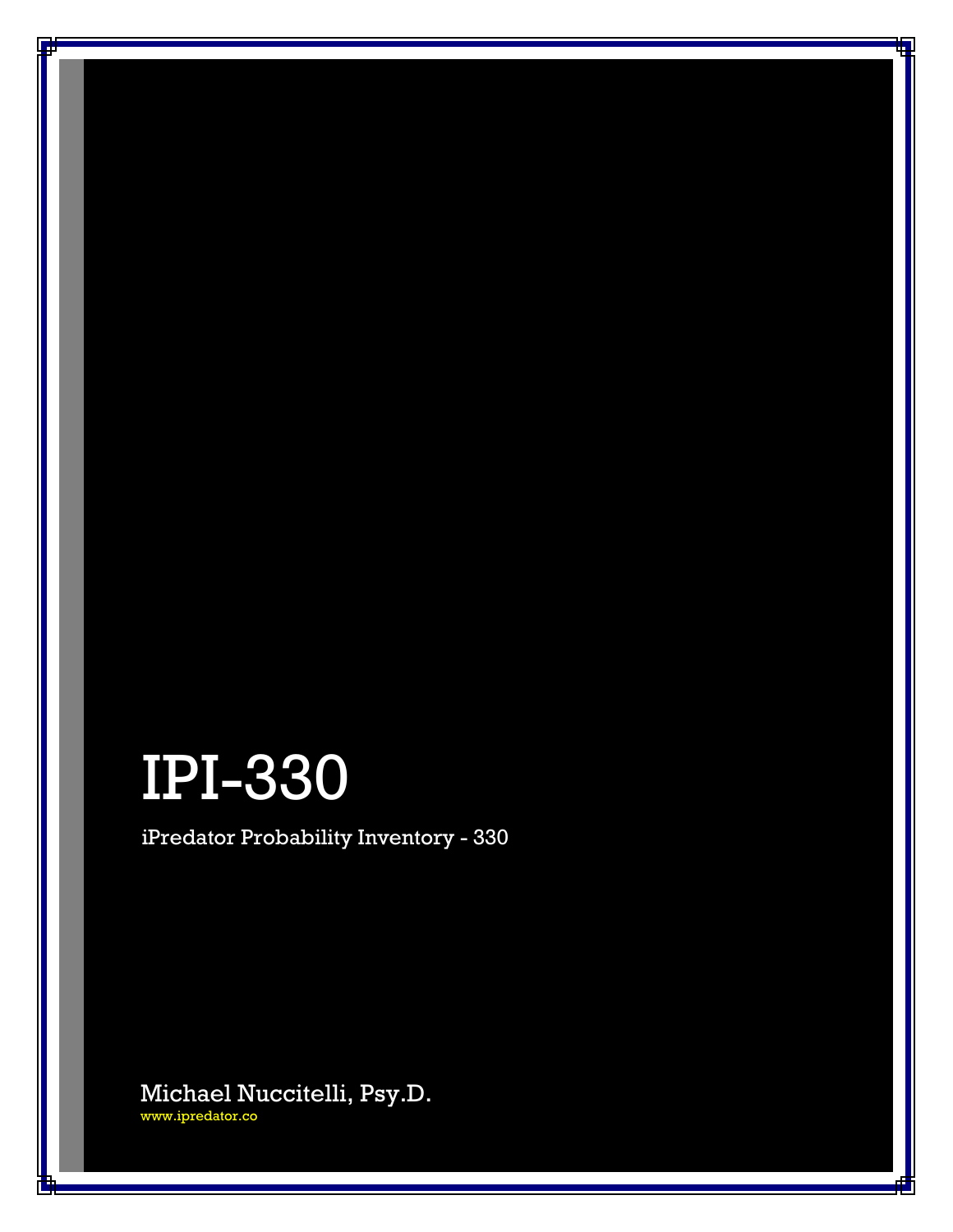# IPI-330

iPredator Probability Inventory - 330

Michael Nuccitelli, Psy.D.
www.ipredator.co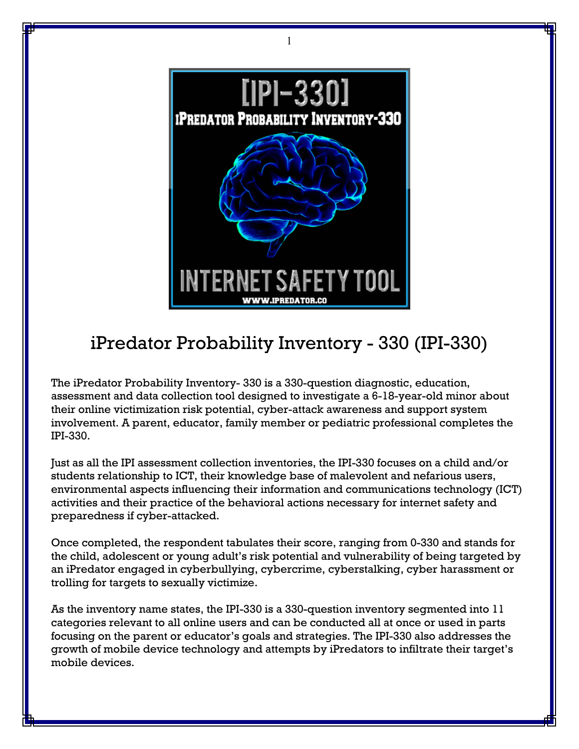# iPredator Probability Inventory - 330 (IPI-330)

The iPredator Probability Inventory- 330 is a 330-question diagnostic, education, assessment and data collection tool designed to investigate a 6-18-year-old minor about their online victimization risk potential, cyber-attack awareness and support system involvement. A parent, educator, family member or pediatric professional completes the IPI-330.

Just as all the IPI assessment collection inventories, the IPI-330 focuses on a child and/or students relationship to ICT, their knowledge base of malevolent and nefarious users, environmental aspects influencing their information and communications technology (ICT) activities and their practice of the behavioral actions necessary for internet safety and preparedness if cyber-attacked.

Once completed, the respondent tabulates their score, ranging from 0-330 and stands for the child, adolescent or young adult's risk potential and vulnerability of being targeted by an iPredator engaged in cyberbullying, cybercrime, cyberstalking, cyber harassment or trolling for targets to sexually victimize.

As the inventory name states, the IPI-330 is a 330-question inventory segmented into 11 categories relevant to all online users and can be conducted all at once or used in parts focusing on the parent or educator's goals and strategies. The IPI-330 also addresses the growth of mobile device technology and attempts by iPredators to infiltrate their target's mobile devices.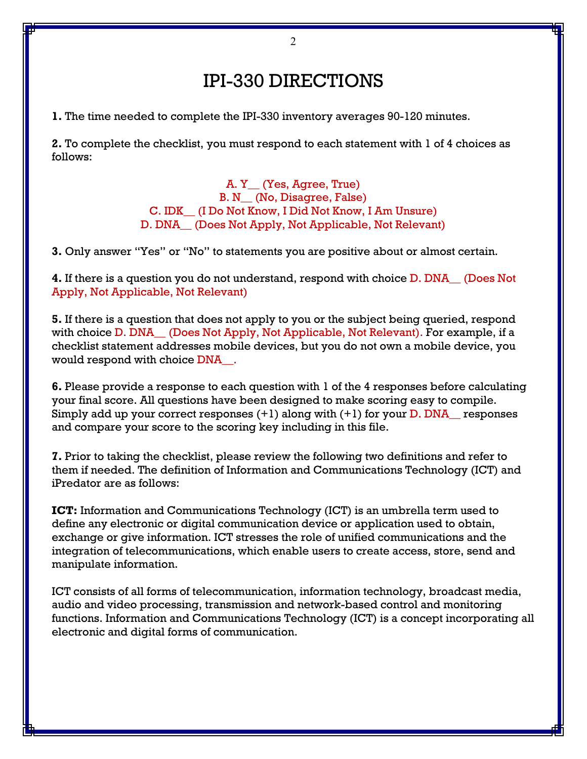# IPI-330 DIRECTIONS

**1.** The time needed to complete the IPI-330 inventory averages 90-120 minutes.

**2.** To complete the checklist, you must respond to each statement with 1 of 4 choices as follows:

A. Y__ (Yes, Agree, True)
B. N__ (No, Disagree, False)
C. IDK__ (I Do Not Know, I Did Not Know, I Am Unsure)
D. DNA__ (Does Not Apply, Not Applicable, Not Relevant)

**3.** Only answer "Yes" or "No" to statements you are positive about or almost certain.

**4.** If there is a question you do not understand, respond with choice D. DNA__ (Does Not Apply, Not Applicable, Not Relevant)

**5.** If there is a question that does not apply to you or the subject being queried, respond with choice D. DNA__ (Does Not Apply, Not Applicable, Not Relevant). For example, if a checklist statement addresses mobile devices, but you do not own a mobile device, you would respond with choice DNA__.

**6.** Please provide a response to each question with 1 of the 4 responses before calculating your final score. All questions have been designed to make scoring easy to compile. Simply add up your correct responses (+1) along with (+1) for your D. DNA__ responses and compare your score to the scoring key including in this file.

**7.** Prior to taking the checklist, please review the following two definitions and refer to them if needed. The definition of Information and Communications Technology (ICT) and iPredator are as follows:

**ICT:** Information and Communications Technology (ICT) is an umbrella term used to define any electronic or digital communication device or application used to obtain, exchange or give information. ICT stresses the role of unified communications and the integration of telecommunications, which enable users to create access, store, send and manipulate information.

ICT consists of all forms of telecommunication, information technology, broadcast media, audio and video processing, transmission and network-based control and monitoring functions. Information and Communications Technology (ICT) is a concept incorporating all electronic and digital forms of communication.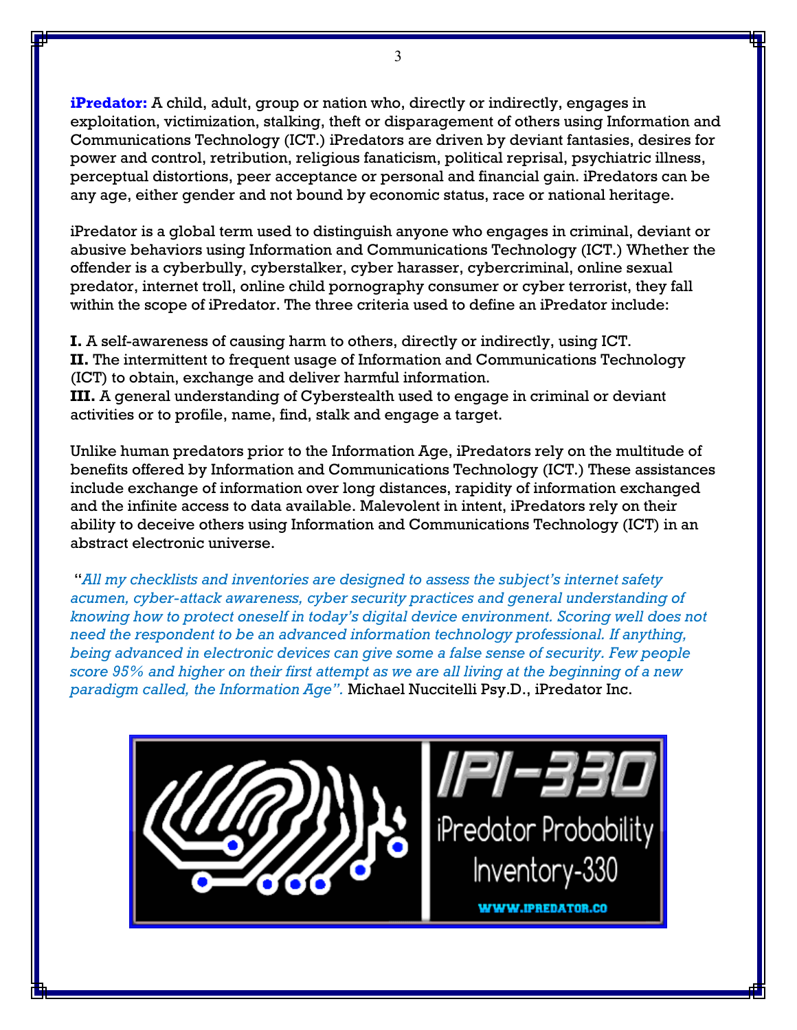**iPredator:** A child, adult, group or nation who, directly or indirectly, engages in exploitation, victimization, stalking, theft or disparagement of others using Information and Communications Technology (ICT.) iPredators are driven by deviant fantasies, desires for power and control, retribution, religious fanaticism, political reprisal, psychiatric illness, perceptual distortions, peer acceptance or personal and financial gain. iPredators can be any age, either gender and not bound by economic status, race or national heritage.

iPredator is a global term used to distinguish anyone who engages in criminal, deviant or abusive behaviors using Information and Communications Technology (ICT.) Whether the offender is a cyberbully, cyberstalker, cyber harasser, cybercriminal, online sexual predator, internet troll, online child pornography consumer or cyber terrorist, they fall within the scope of iPredator. The three criteria used to define an iPredator include:

**I.** A self-awareness of causing harm to others, directly or indirectly, using ICT.
**II.** The intermittent to frequent usage of Information and Communications Technology (ICT) to obtain, exchange and deliver harmful information.
**III.** A general understanding of Cyberstealth used to engage in criminal or deviant activities or to profile, name, find, stalk and engage a target.

Unlike human predators prior to the Information Age, iPredators rely on the multitude of benefits offered by Information and Communications Technology (ICT.) These assistances include exchange of information over long distances, rapidity of information exchanged and the infinite access to data available. Malevolent in intent, iPredators rely on their ability to deceive others using Information and Communications Technology (ICT) in an abstract electronic universe.

"*All my checklists and inventories are designed to assess the subject's internet safety acumen, cyber-attack awareness, cyber security practices and general understanding of knowing how to protect oneself in today's digital device environment. Scoring well does not need the respondent to be an advanced information technology professional. If anything, being advanced in electronic devices can give some a false sense of security. Few people score 95% and higher on their first attempt as we are all living at the beginning of a new paradigm called, the Information Age".* Michael Nuccitelli Psy.D., iPredator Inc.

IPI-330
iPredator Probability Inventory-330
WWW.IPREDATOR.CO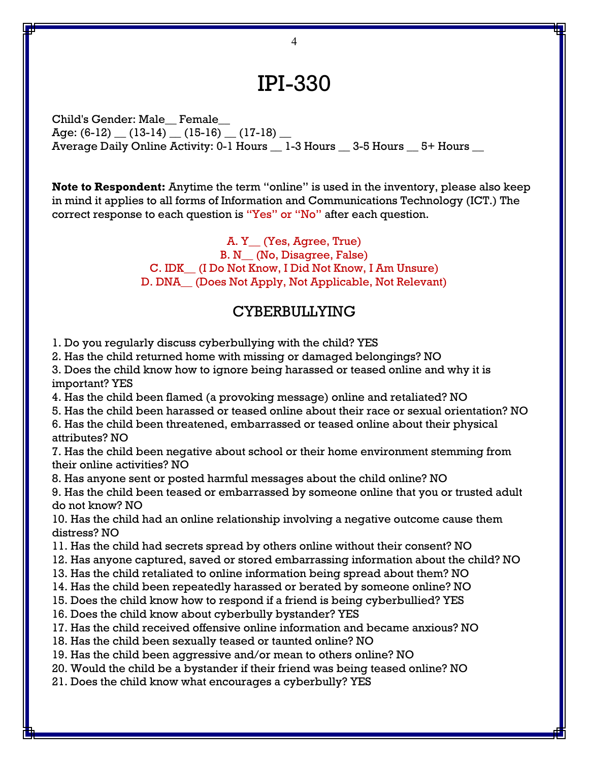# IPI-330

Child's Gender: Male__ Female__
Age: (6-12) __ (13-14) __ (15-16) __ (17-18) __
Average Daily Online Activity: 0-1 Hours __ 1-3 Hours __ 3-5 Hours __ 5+ Hours __

**Note to Respondent:** Anytime the term "online" is used in the inventory, please also keep in mind it applies to all forms of Information and Communications Technology (ICT.) The correct response to each question is "Yes" or "No" after each question.

A. Y__ (Yes, Agree, True)
B. N__ (No, Disagree, False)
C. IDK__ (I Do Not Know, I Did Not Know, I Am Unsure)
D. DNA__ (Does Not Apply, Not Applicable, Not Relevant)

## CYBERBULLYING

1. Do you regularly discuss cyberbullying with the child? YES
2. Has the child returned home with missing or damaged belongings? NO
3. Does the child know how to ignore being harassed or teased online and why it is important? YES
4. Has the child been flamed (a provoking message) online and retaliated? NO
5. Has the child been harassed or teased online about their race or sexual orientation? NO
6. Has the child been threatened, embarrassed or teased online about their physical attributes? NO
7. Has the child been negative about school or their home environment stemming from their online activities? NO
8. Has anyone sent or posted harmful messages about the child online? NO
9. Has the child been teased or embarrassed by someone online that you or trusted adult do not know? NO
10. Has the child had an online relationship involving a negative outcome cause them distress? NO
11. Has the child had secrets spread by others online without their consent? NO
12. Has anyone captured, saved or stored embarrassing information about the child? NO
13. Has the child retaliated to online information being spread about them? NO
14. Has the child been repeatedly harassed or berated by someone online? NO
15. Does the child know how to respond if a friend is being cyberbullied? YES
16. Does the child know about cyberbully bystander? YES
17. Has the child received offensive online information and became anxious? NO
18. Has the child been sexually teased or taunted online? NO
19. Has the child been aggressive and/or mean to others online? NO
20. Would the child be a bystander if their friend was being teased online? NO
21. Does the child know what encourages a cyberbully? YES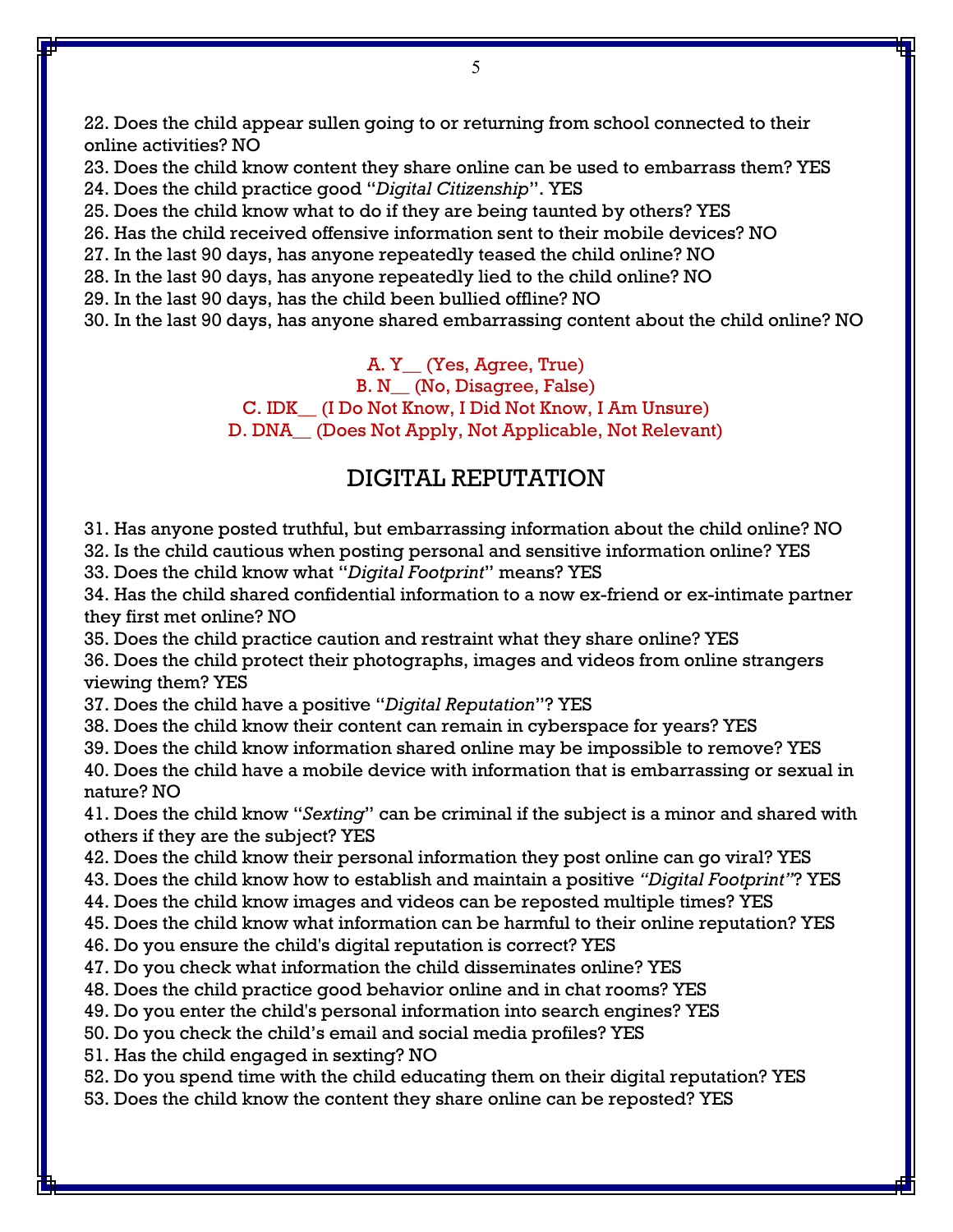22. Does the child appear sullen going to or returning from school connected to their online activities? NO
23. Does the child know content they share online can be used to embarrass them? YES
24. Does the child practice good "*Digital Citizenship*". YES
25. Does the child know what to do if they are being taunted by others? YES
26. Has the child received offensive information sent to their mobile devices? NO
27. In the last 90 days, has anyone repeatedly teased the child online? NO
28. In the last 90 days, has anyone repeatedly lied to the child online? NO
29. In the last 90 days, has the child been bullied offline? NO
30. In the last 90 days, has anyone shared embarrassing content about the child online? NO

A. Y__ (Yes, Agree, True)
B. N__ (No, Disagree, False)
C. IDK__ (I Do Not Know, I Did Not Know, I Am Unsure)
D. DNA__ (Does Not Apply, Not Applicable, Not Relevant)

## DIGITAL REPUTATION

31. Has anyone posted truthful, but embarrassing information about the child online? NO
32. Is the child cautious when posting personal and sensitive information online? YES
33. Does the child know what "*Digital Footprint*" means? YES
34. Has the child shared confidential information to a now ex-friend or ex-intimate partner they first met online? NO
35. Does the child practice caution and restraint what they share online? YES
36. Does the child protect their photographs, images and videos from online strangers viewing them? YES
37. Does the child have a positive "*Digital Reputation*"? YES
38. Does the child know their content can remain in cyberspace for years? YES
39. Does the child know information shared online may be impossible to remove? YES
40. Does the child have a mobile device with information that is embarrassing or sexual in nature? NO
41. Does the child know "*Sexting*" can be criminal if the subject is a minor and shared with others if they are the subject? YES
42. Does the child know their personal information they post online can go viral? YES
43. Does the child know how to establish and maintain a positive *"Digital Footprint"*? YES
44. Does the child know images and videos can be reposted multiple times? YES
45. Does the child know what information can be harmful to their online reputation? YES
46. Do you ensure the child's digital reputation is correct? YES
47. Do you check what information the child disseminates online? YES
48. Does the child practice good behavior online and in chat rooms? YES
49. Do you enter the child's personal information into search engines? YES
50. Do you check the child's email and social media profiles? YES
51. Has the child engaged in sexting? NO
52. Do you spend time with the child educating them on their digital reputation? YES
53. Does the child know the content they share online can be reposted? YES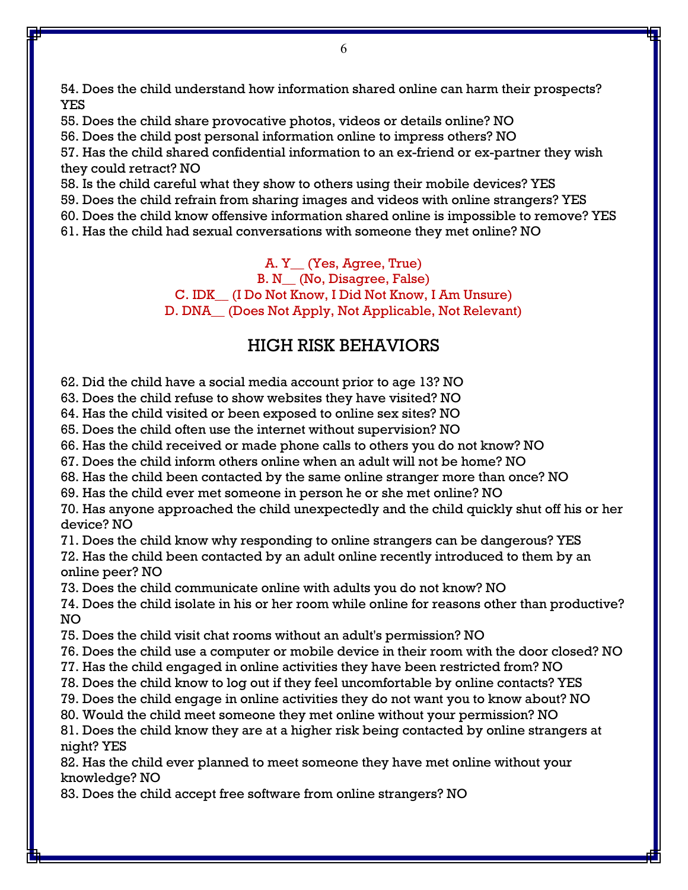54. Does the child understand how information shared online can harm their prospects? YES

55. Does the child share provocative photos, videos or details online? NO

56. Does the child post personal information online to impress others? NO

57. Has the child shared confidential information to an ex-friend or ex-partner they wish they could retract? NO

58. Is the child careful what they show to others using their mobile devices? YES

59. Does the child refrain from sharing images and videos with online strangers? YES

60. Does the child know offensive information shared online is impossible to remove? YES

61. Has the child had sexual conversations with someone they met online? NO

A. Y__ (Yes, Agree, True)
B. N__ (No, Disagree, False)
C. IDK__ (I Do Not Know, I Did Not Know, I Am Unsure)
D. DNA__ (Does Not Apply, Not Applicable, Not Relevant)

## HIGH RISK BEHAVIORS

62. Did the child have a social media account prior to age 13? NO

63. Does the child refuse to show websites they have visited? NO

64. Has the child visited or been exposed to online sex sites? NO

65. Does the child often use the internet without supervision? NO

66. Has the child received or made phone calls to others you do not know? NO

67. Does the child inform others online when an adult will not be home? NO

68. Has the child been contacted by the same online stranger more than once? NO

69. Has the child ever met someone in person he or she met online? NO

70. Has anyone approached the child unexpectedly and the child quickly shut off his or her device? NO

71. Does the child know why responding to online strangers can be dangerous? YES

72. Has the child been contacted by an adult online recently introduced to them by an online peer? NO

73. Does the child communicate online with adults you do not know? NO

74. Does the child isolate in his or her room while online for reasons other than productive? NO

75. Does the child visit chat rooms without an adult's permission? NO

76. Does the child use a computer or mobile device in their room with the door closed? NO

77. Has the child engaged in online activities they have been restricted from? NO

78. Does the child know to log out if they feel uncomfortable by online contacts? YES

79. Does the child engage in online activities they do not want you to know about? NO

80. Would the child meet someone they met online without your permission? NO

81. Does the child know they are at a higher risk being contacted by online strangers at night? YES

82. Has the child ever planned to meet someone they have met online without your knowledge? NO

83. Does the child accept free software from online strangers? NO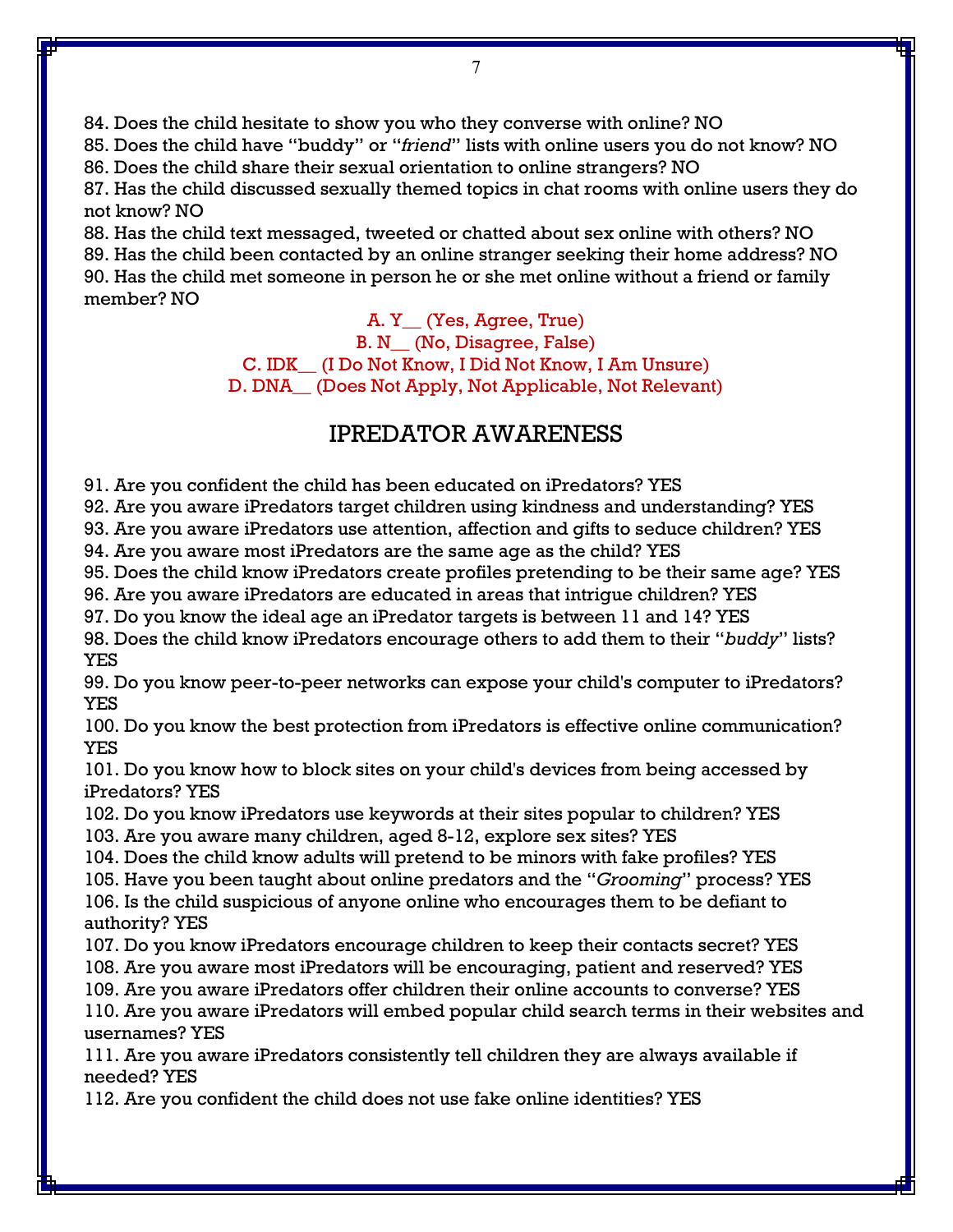84. Does the child hesitate to show you who they converse with online? NO
85. Does the child have "buddy" or "*friend*" lists with online users you do not know? NO
86. Does the child share their sexual orientation to online strangers? NO
87. Has the child discussed sexually themed topics in chat rooms with online users they do not know? NO
88. Has the child text messaged, tweeted or chatted about sex online with others? NO
89. Has the child been contacted by an online stranger seeking their home address? NO
90. Has the child met someone in person he or she met online without a friend or family member? NO

A. Y__ (Yes, Agree, True)
B. N__ (No, Disagree, False)
C. IDK__ (I Do Not Know, I Did Not Know, I Am Unsure)
D. DNA__ (Does Not Apply, Not Applicable, Not Relevant)

## IPREDATOR AWARENESS

91. Are you confident the child has been educated on iPredators? YES
92. Are you aware iPredators target children using kindness and understanding? YES
93. Are you aware iPredators use attention, affection and gifts to seduce children? YES
94. Are you aware most iPredators are the same age as the child? YES
95. Does the child know iPredators create profiles pretending to be their same age? YES
96. Are you aware iPredators are educated in areas that intrigue children? YES
97. Do you know the ideal age an iPredator targets is between 11 and 14? YES
98. Does the child know iPredators encourage others to add them to their "*buddy*" lists? YES
99. Do you know peer-to-peer networks can expose your child's computer to iPredators? YES
100. Do you know the best protection from iPredators is effective online communication? YES
101. Do you know how to block sites on your child's devices from being accessed by iPredators? YES
102. Do you know iPredators use keywords at their sites popular to children? YES
103. Are you aware many children, aged 8-12, explore sex sites? YES
104. Does the child know adults will pretend to be minors with fake profiles? YES
105. Have you been taught about online predators and the "*Grooming*" process? YES
106. Is the child suspicious of anyone online who encourages them to be defiant to authority? YES
107. Do you know iPredators encourage children to keep their contacts secret? YES
108. Are you aware most iPredators will be encouraging, patient and reserved? YES
109. Are you aware iPredators offer children their online accounts to converse? YES
110. Are you aware iPredators will embed popular child search terms in their websites and usernames? YES
111. Are you aware iPredators consistently tell children they are always available if needed? YES
112. Are you confident the child does not use fake online identities? YES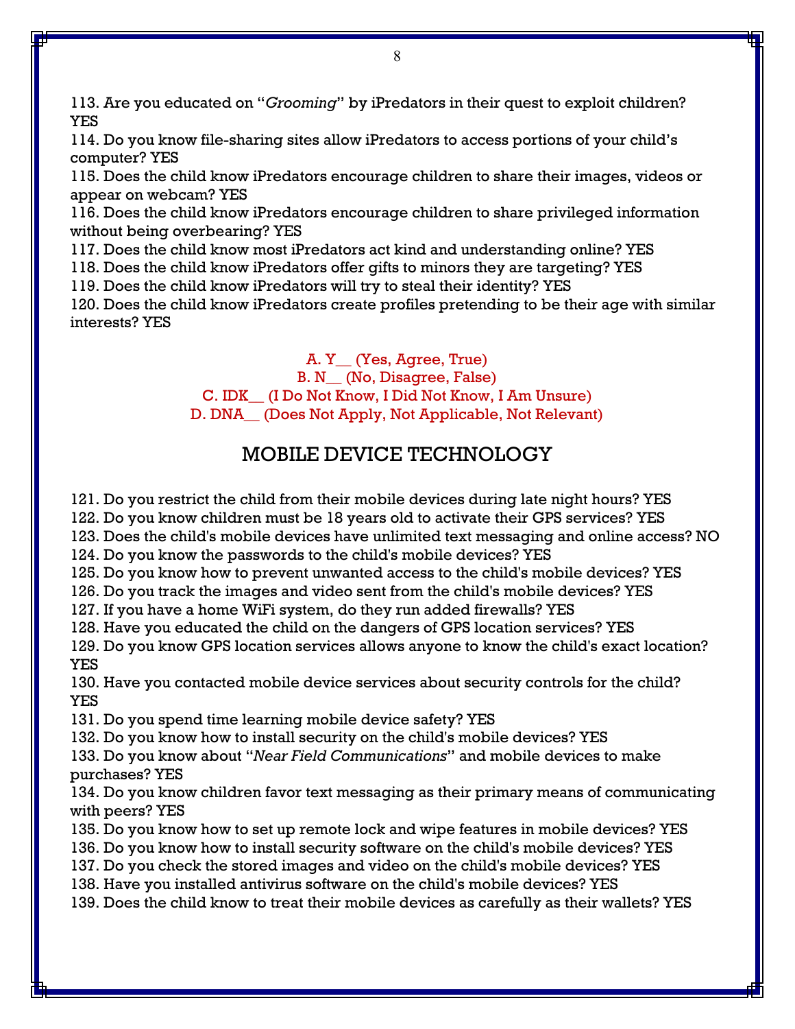113. Are you educated on "*Grooming*" by iPredators in their quest to exploit children? YES
114. Do you know file-sharing sites allow iPredators to access portions of your child's computer? YES
115. Does the child know iPredators encourage children to share their images, videos or appear on webcam? YES
116. Does the child know iPredators encourage children to share privileged information without being overbearing? YES
117. Does the child know most iPredators act kind and understanding online? YES
118. Does the child know iPredators offer gifts to minors they are targeting? YES
119. Does the child know iPredators will try to steal their identity? YES
120. Does the child know iPredators create profiles pretending to be their age with similar interests? YES

A. Y__ (Yes, Agree, True)
B. N__ (No, Disagree, False)
C. IDK__ (I Do Not Know, I Did Not Know, I Am Unsure)
D. DNA__ (Does Not Apply, Not Applicable, Not Relevant)

## MOBILE DEVICE TECHNOLOGY

121. Do you restrict the child from their mobile devices during late night hours? YES
122. Do you know children must be 18 years old to activate their GPS services? YES
123. Does the child's mobile devices have unlimited text messaging and online access? NO
124. Do you know the passwords to the child's mobile devices? YES
125. Do you know how to prevent unwanted access to the child's mobile devices? YES
126. Do you track the images and video sent from the child's mobile devices? YES
127. If you have a home WiFi system, do they run added firewalls? YES
128. Have you educated the child on the dangers of GPS location services? YES
129. Do you know GPS location services allows anyone to know the child's exact location? YES
130. Have you contacted mobile device services about security controls for the child? YES
131. Do you spend time learning mobile device safety? YES
132. Do you know how to install security on the child's mobile devices? YES
133. Do you know about "*Near Field Communications*" and mobile devices to make purchases? YES
134. Do you know children favor text messaging as their primary means of communicating with peers? YES
135. Do you know how to set up remote lock and wipe features in mobile devices? YES
136. Do you know how to install security software on the child's mobile devices? YES
137. Do you check the stored images and video on the child's mobile devices? YES
138. Have you installed antivirus software on the child's mobile devices? YES
139. Does the child know to treat their mobile devices as carefully as their wallets? YES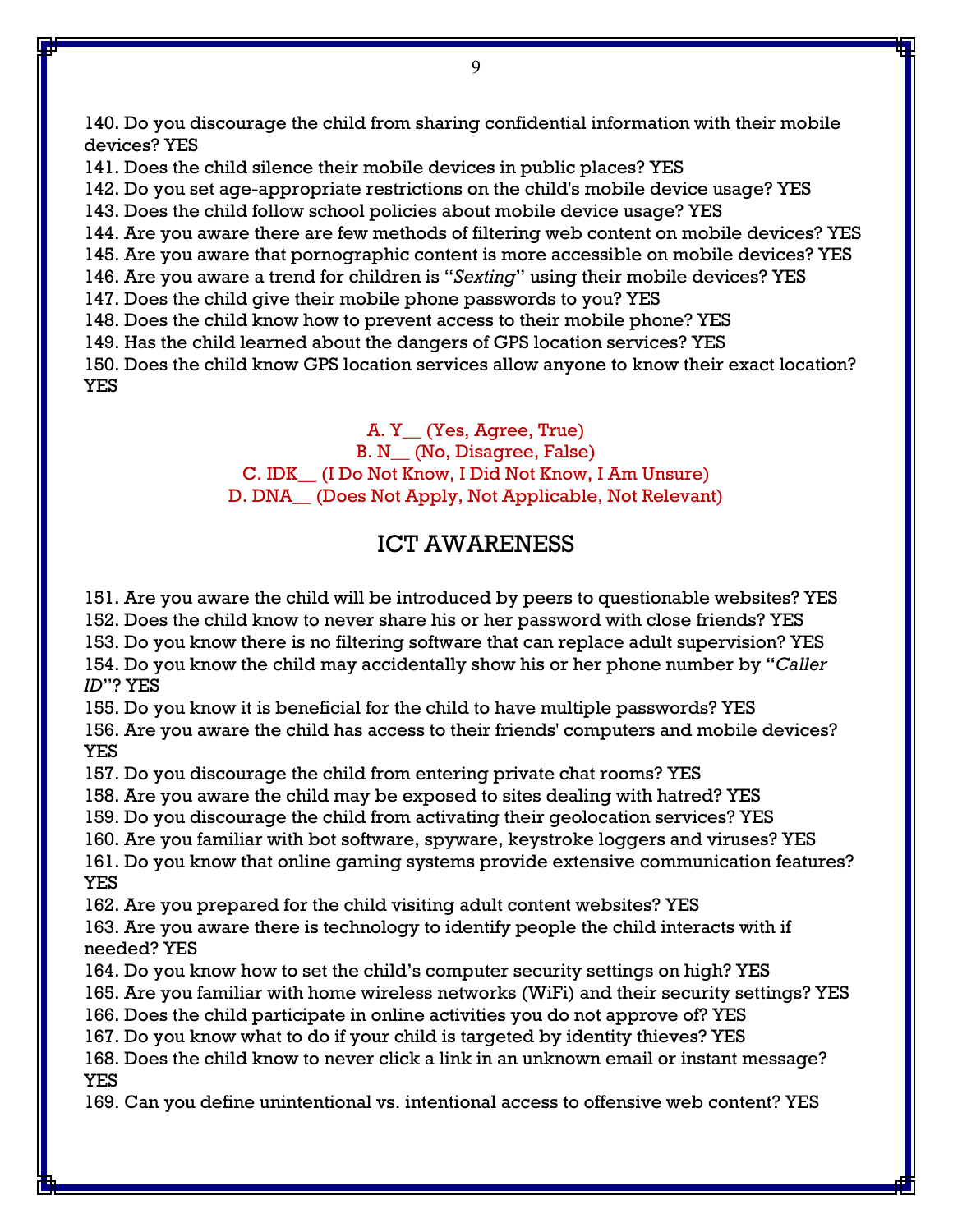140. Do you discourage the child from sharing confidential information with their mobile devices? YES
141. Does the child silence their mobile devices in public places? YES
142. Do you set age-appropriate restrictions on the child's mobile device usage? YES
143. Does the child follow school policies about mobile device usage? YES
144. Are you aware there are few methods of filtering web content on mobile devices? YES
145. Are you aware that pornographic content is more accessible on mobile devices? YES
146. Are you aware a trend for children is "*Sexting*" using their mobile devices? YES
147. Does the child give their mobile phone passwords to you? YES
148. Does the child know how to prevent access to their mobile phone? YES
149. Has the child learned about the dangers of GPS location services? YES
150. Does the child know GPS location services allow anyone to know their exact location? YES

A. Y__ (Yes, Agree, True)
B. N__ (No, Disagree, False)
C. IDK__ (I Do Not Know, I Did Not Know, I Am Unsure)
D. DNA__ (Does Not Apply, Not Applicable, Not Relevant)

## ICT AWARENESS

151. Are you aware the child will be introduced by peers to questionable websites? YES
152. Does the child know to never share his or her password with close friends? YES
153. Do you know there is no filtering software that can replace adult supervision? YES
154. Do you know the child may accidentally show his or her phone number by "*Caller ID*"? YES
155. Do you know it is beneficial for the child to have multiple passwords? YES
156. Are you aware the child has access to their friends' computers and mobile devices? YES
157. Do you discourage the child from entering private chat rooms? YES
158. Are you aware the child may be exposed to sites dealing with hatred? YES
159. Do you discourage the child from activating their geolocation services? YES
160. Are you familiar with bot software, spyware, keystroke loggers and viruses? YES
161. Do you know that online gaming systems provide extensive communication features? YES
162. Are you prepared for the child visiting adult content websites? YES
163. Are you aware there is technology to identify people the child interacts with if needed? YES
164. Do you know how to set the child's computer security settings on high? YES
165. Are you familiar with home wireless networks (WiFi) and their security settings? YES
166. Does the child participate in online activities you do not approve of? YES
167. Do you know what to do if your child is targeted by identity thieves? YES
168. Does the child know to never click a link in an unknown email or instant message? YES
169. Can you define unintentional vs. intentional access to offensive web content? YES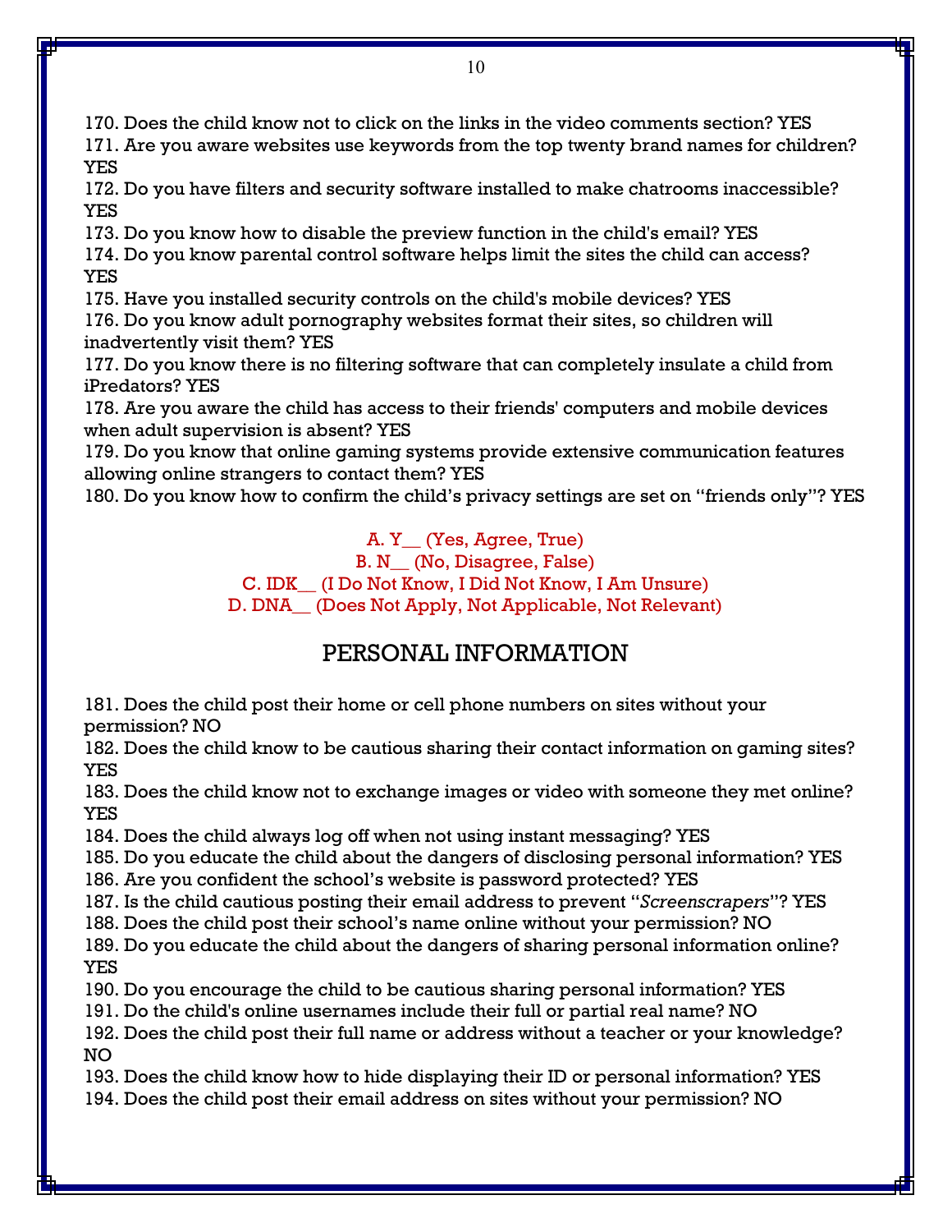170. Does the child know not to click on the links in the video comments section? YES
171. Are you aware websites use keywords from the top twenty brand names for children? YES
172. Do you have filters and security software installed to make chatrooms inaccessible? YES
173. Do you know how to disable the preview function in the child's email? YES
174. Do you know parental control software helps limit the sites the child can access? YES
175. Have you installed security controls on the child's mobile devices? YES
176. Do you know adult pornography websites format their sites, so children will inadvertently visit them? YES
177. Do you know there is no filtering software that can completely insulate a child from iPredators? YES
178. Are you aware the child has access to their friends' computers and mobile devices when adult supervision is absent? YES
179. Do you know that online gaming systems provide extensive communication features allowing online strangers to contact them? YES
180. Do you know how to confirm the child's privacy settings are set on "friends only"? YES

A. Y__ (Yes, Agree, True)
B. N__ (No, Disagree, False)
C. IDK__ (I Do Not Know, I Did Not Know, I Am Unsure)
D. DNA__ (Does Not Apply, Not Applicable, Not Relevant)

## PERSONAL INFORMATION

181. Does the child post their home or cell phone numbers on sites without your permission? NO
182. Does the child know to be cautious sharing their contact information on gaming sites? YES
183. Does the child know not to exchange images or video with someone they met online? YES
184. Does the child always log off when not using instant messaging? YES
185. Do you educate the child about the dangers of disclosing personal information? YES
186. Are you confident the school's website is password protected? YES
187. Is the child cautious posting their email address to prevent "*Screenscrapers*"? YES
188. Does the child post their school's name online without your permission? NO
189. Do you educate the child about the dangers of sharing personal information online? YES
190. Do you encourage the child to be cautious sharing personal information? YES
191. Do the child's online usernames include their full or partial real name? NO
192. Does the child post their full name or address without a teacher or your knowledge? NO
193. Does the child know how to hide displaying their ID or personal information? YES
194. Does the child post their email address on sites without your permission? NO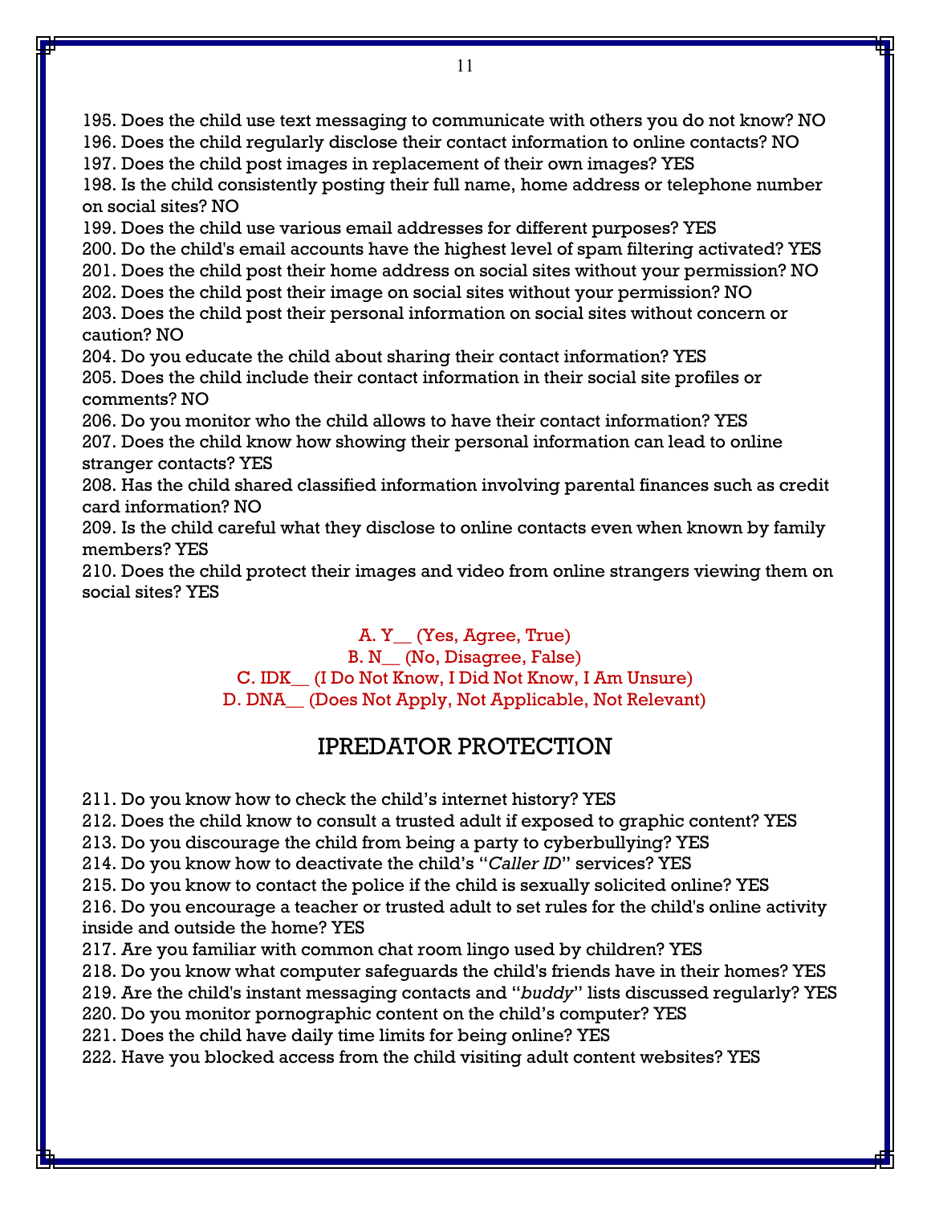195. Does the child use text messaging to communicate with others you do not know? NO
196. Does the child regularly disclose their contact information to online contacts? NO
197. Does the child post images in replacement of their own images? YES
198. Is the child consistently posting their full name, home address or telephone number on social sites? NO
199. Does the child use various email addresses for different purposes? YES
200. Do the child's email accounts have the highest level of spam filtering activated? YES
201. Does the child post their home address on social sites without your permission? NO
202. Does the child post their image on social sites without your permission? NO
203. Does the child post their personal information on social sites without concern or caution? NO
204. Do you educate the child about sharing their contact information? YES
205. Does the child include their contact information in their social site profiles or comments? NO
206. Do you monitor who the child allows to have their contact information? YES
207. Does the child know how showing their personal information can lead to online stranger contacts? YES
208. Has the child shared classified information involving parental finances such as credit card information? NO
209. Is the child careful what they disclose to online contacts even when known by family members? YES
210. Does the child protect their images and video from online strangers viewing them on social sites? YES

A. Y__ (Yes, Agree, True)
B. N__ (No, Disagree, False)
C. IDK__ (I Do Not Know, I Did Not Know, I Am Unsure)
D. DNA__ (Does Not Apply, Not Applicable, Not Relevant)

## IPREDATOR PROTECTION

211. Do you know how to check the child's internet history? YES
212. Does the child know to consult a trusted adult if exposed to graphic content? YES
213. Do you discourage the child from being a party to cyberbullying? YES
214. Do you know how to deactivate the child's "*Caller ID*" services? YES
215. Do you know to contact the police if the child is sexually solicited online? YES
216. Do you encourage a teacher or trusted adult to set rules for the child's online activity inside and outside the home? YES
217. Are you familiar with common chat room lingo used by children? YES
218. Do you know what computer safeguards the child's friends have in their homes? YES
219. Are the child's instant messaging contacts and "*buddy*" lists discussed regularly? YES
220. Do you monitor pornographic content on the child's computer? YES
221. Does the child have daily time limits for being online? YES
222. Have you blocked access from the child visiting adult content websites? YES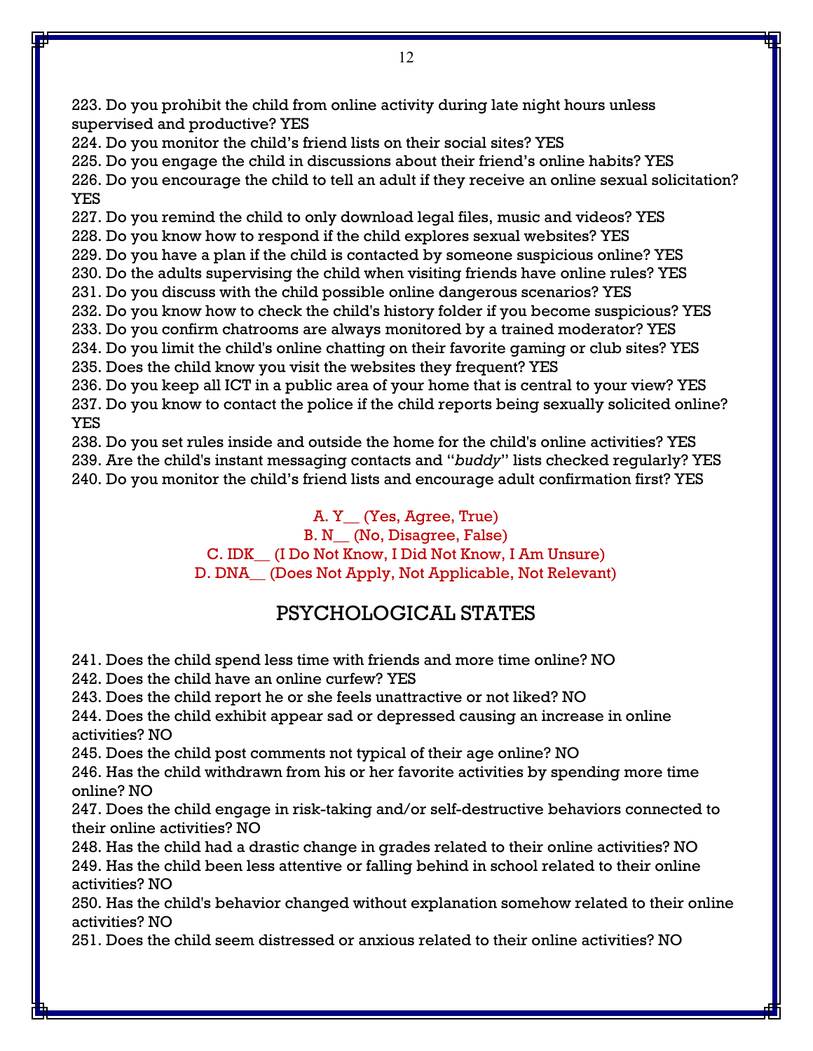223. Do you prohibit the child from online activity during late night hours unless supervised and productive? YES
224. Do you monitor the child's friend lists on their social sites? YES
225. Do you engage the child in discussions about their friend's online habits? YES
226. Do you encourage the child to tell an adult if they receive an online sexual solicitation? YES
227. Do you remind the child to only download legal files, music and videos? YES
228. Do you know how to respond if the child explores sexual websites? YES
229. Do you have a plan if the child is contacted by someone suspicious online? YES
230. Do the adults supervising the child when visiting friends have online rules? YES
231. Do you discuss with the child possible online dangerous scenarios? YES
232. Do you know how to check the child's history folder if you become suspicious? YES
233. Do you confirm chatrooms are always monitored by a trained moderator? YES
234. Do you limit the child's online chatting on their favorite gaming or club sites? YES
235. Does the child know you visit the websites they frequent? YES
236. Do you keep all ICT in a public area of your home that is central to your view? YES
237. Do you know to contact the police if the child reports being sexually solicited online? YES
238. Do you set rules inside and outside the home for the child's online activities? YES
239. Are the child's instant messaging contacts and "*buddy*" lists checked regularly? YES
240. Do you monitor the child's friend lists and encourage adult confirmation first? YES

A. Y__ (Yes, Agree, True)
B. N__ (No, Disagree, False)
C. IDK__ (I Do Not Know, I Did Not Know, I Am Unsure)
D. DNA__ (Does Not Apply, Not Applicable, Not Relevant)

## PSYCHOLOGICAL STATES

241. Does the child spend less time with friends and more time online? NO
242. Does the child have an online curfew? YES
243. Does the child report he or she feels unattractive or not liked? NO
244. Does the child exhibit appear sad or depressed causing an increase in online activities? NO
245. Does the child post comments not typical of their age online? NO
246. Has the child withdrawn from his or her favorite activities by spending more time online? NO
247. Does the child engage in risk-taking and/or self-destructive behaviors connected to their online activities? NO
248. Has the child had a drastic change in grades related to their online activities? NO
249. Has the child been less attentive or falling behind in school related to their online activities? NO
250. Has the child's behavior changed without explanation somehow related to their online activities? NO
251. Does the child seem distressed or anxious related to their online activities? NO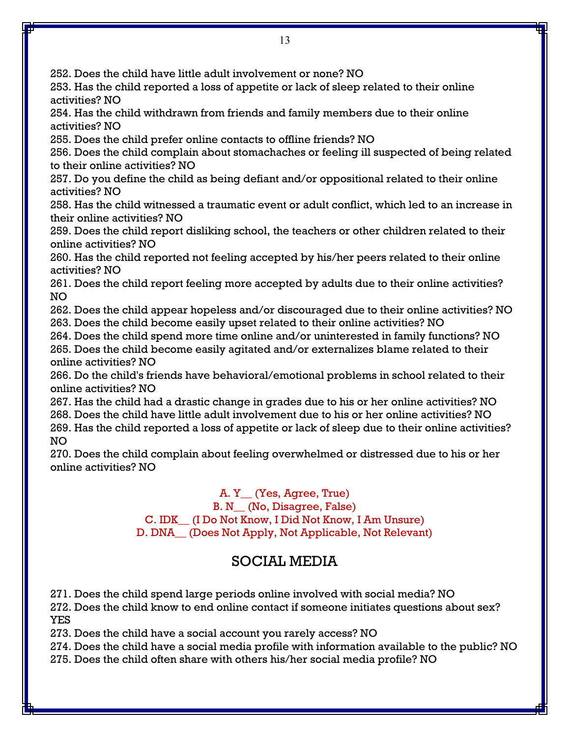252. Does the child have little adult involvement or none? NO
253. Has the child reported a loss of appetite or lack of sleep related to their online activities? NO
254. Has the child withdrawn from friends and family members due to their online activities? NO
255. Does the child prefer online contacts to offline friends? NO
256. Does the child complain about stomachaches or feeling ill suspected of being related to their online activities? NO
257. Do you define the child as being defiant and/or oppositional related to their online activities? NO
258. Has the child witnessed a traumatic event or adult conflict, which led to an increase in their online activities? NO
259. Does the child report disliking school, the teachers or other children related to their online activities? NO
260. Has the child reported not feeling accepted by his/her peers related to their online activities? NO
261. Does the child report feeling more accepted by adults due to their online activities? NO
262. Does the child appear hopeless and/or discouraged due to their online activities? NO
263. Does the child become easily upset related to their online activities? NO
264. Does the child spend more time online and/or uninterested in family functions? NO
265. Does the child become easily agitated and/or externalizes blame related to their online activities? NO
266. Do the child's friends have behavioral/emotional problems in school related to their online activities? NO
267. Has the child had a drastic change in grades due to his or her online activities? NO
268. Does the child have little adult involvement due to his or her online activities? NO
269. Has the child reported a loss of appetite or lack of sleep due to their online activities? NO
270. Does the child complain about feeling overwhelmed or distressed due to his or her online activities? NO

A. Y__ (Yes, Agree, True)
B. N__ (No, Disagree, False)
C. IDK__ (I Do Not Know, I Did Not Know, I Am Unsure)
D. DNA__ (Does Not Apply, Not Applicable, Not Relevant)

## SOCIAL MEDIA

271. Does the child spend large periods online involved with social media? NO
272. Does the child know to end online contact if someone initiates questions about sex? YES
273. Does the child have a social account you rarely access? NO
274. Does the child have a social media profile with information available to the public? NO
275. Does the child often share with others his/her social media profile? NO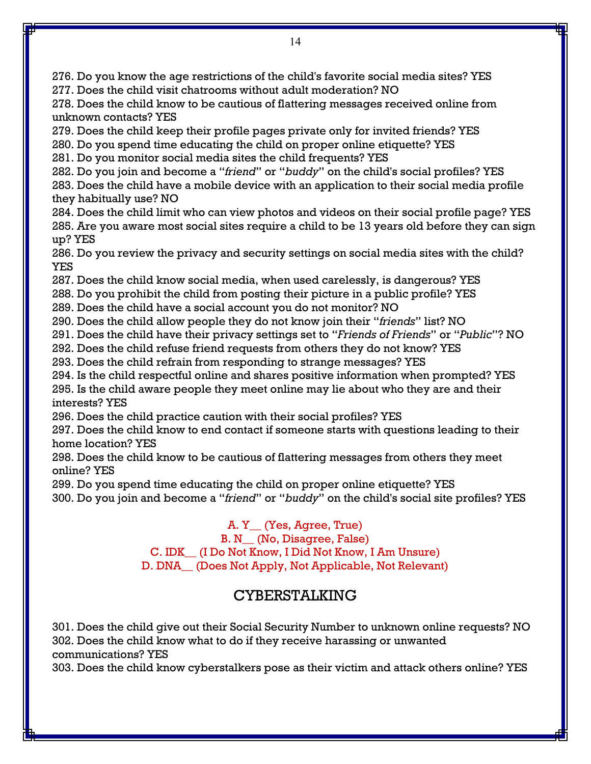276. Do you know the age restrictions of the child's favorite social media sites? YES
277. Does the child visit chatrooms without adult moderation? NO
278. Does the child know to be cautious of flattering messages received online from unknown contacts? YES
279. Does the child keep their profile pages private only for invited friends? YES
280. Do you spend time educating the child on proper online etiquette? YES
281. Do you monitor social media sites the child frequents? YES
282. Do you join and become a "*friend*" or "*buddy*" on the child's social profiles? YES
283. Does the child have a mobile device with an application to their social media profile they habitually use? NO
284. Does the child limit who can view photos and videos on their social profile page? YES
285. Are you aware most social sites require a child to be 13 years old before they can sign up? YES
286. Do you review the privacy and security settings on social media sites with the child? YES
287. Does the child know social media, when used carelessly, is dangerous? YES
288. Do you prohibit the child from posting their picture in a public profile? YES
289. Does the child have a social account you do not monitor? NO
290. Does the child allow people they do not know join their "*friends*" list? NO
291. Does the child have their privacy settings set to "*Friends of Friends*" or "*Public*"? NO
292. Does the child refuse friend requests from others they do not know? YES
293. Does the child refrain from responding to strange messages? YES
294. Is the child respectful online and shares positive information when prompted? YES
295. Is the child aware people they meet online may lie about who they are and their interests? YES
296. Does the child practice caution with their social profiles? YES
297. Does the child know to end contact if someone starts with questions leading to their home location? YES
298. Does the child know to be cautious of flattering messages from others they meet online? YES
299. Do you spend time educating the child on proper online etiquette? YES
300. Do you join and become a "*friend*" or "*buddy*" on the child's social site profiles? YES

A. Y__ (Yes, Agree, True)
B. N__ (No, Disagree, False)
C. IDK__ (I Do Not Know, I Did Not Know, I Am Unsure)
D. DNA__ (Does Not Apply, Not Applicable, Not Relevant)

## CYBERSTALKING

301. Does the child give out their Social Security Number to unknown online requests? NO
302. Does the child know what to do if they receive harassing or unwanted communications? YES
303. Does the child know cyberstalkers pose as their victim and attack others online? YES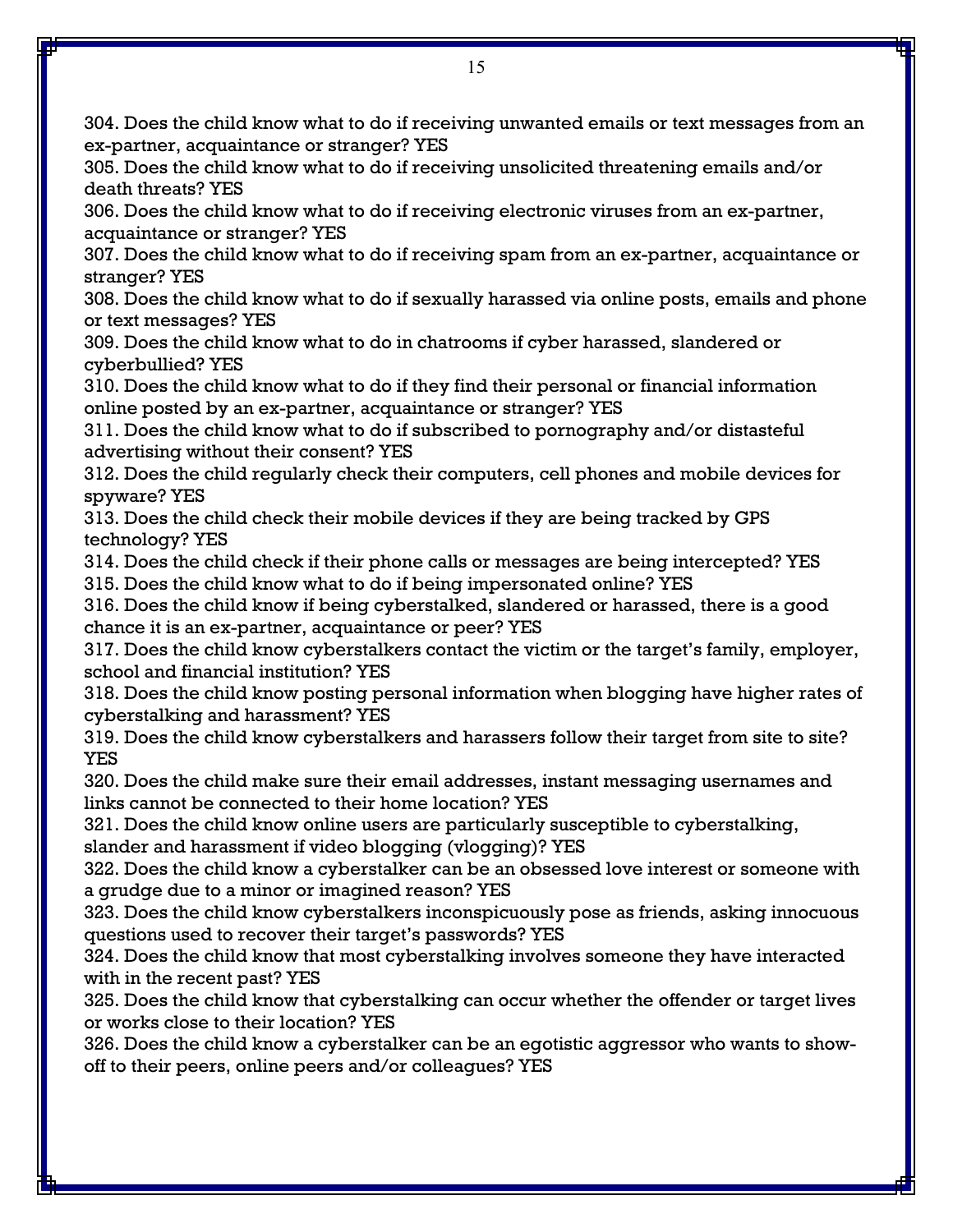304. Does the child know what to do if receiving unwanted emails or text messages from an ex-partner, acquaintance or stranger? YES
305. Does the child know what to do if receiving unsolicited threatening emails and/or death threats? YES
306. Does the child know what to do if receiving electronic viruses from an ex-partner, acquaintance or stranger? YES
307. Does the child know what to do if receiving spam from an ex-partner, acquaintance or stranger? YES
308. Does the child know what to do if sexually harassed via online posts, emails and phone or text messages? YES
309. Does the child know what to do in chatrooms if cyber harassed, slandered or cyberbullied? YES
310. Does the child know what to do if they find their personal or financial information online posted by an ex-partner, acquaintance or stranger? YES
311. Does the child know what to do if subscribed to pornography and/or distasteful advertising without their consent? YES
312. Does the child regularly check their computers, cell phones and mobile devices for spyware? YES
313. Does the child check their mobile devices if they are being tracked by GPS technology? YES
314. Does the child check if their phone calls or messages are being intercepted? YES
315. Does the child know what to do if being impersonated online? YES
316. Does the child know if being cyberstalked, slandered or harassed, there is a good chance it is an ex-partner, acquaintance or peer? YES
317. Does the child know cyberstalkers contact the victim or the target's family, employer, school and financial institution? YES
318. Does the child know posting personal information when blogging have higher rates of cyberstalking and harassment? YES
319. Does the child know cyberstalkers and harassers follow their target from site to site? YES
320. Does the child make sure their email addresses, instant messaging usernames and links cannot be connected to their home location? YES
321. Does the child know online users are particularly susceptible to cyberstalking, slander and harassment if video blogging (vlogging)? YES
322. Does the child know a cyberstalker can be an obsessed love interest or someone with a grudge due to a minor or imagined reason? YES
323. Does the child know cyberstalkers inconspicuously pose as friends, asking innocuous questions used to recover their target's passwords? YES
324. Does the child know that most cyberstalking involves someone they have interacted with in the recent past? YES
325. Does the child know that cyberstalking can occur whether the offender or target lives or works close to their location? YES
326. Does the child know a cyberstalker can be an egotistic aggressor who wants to show-off to their peers, online peers and/or colleagues? YES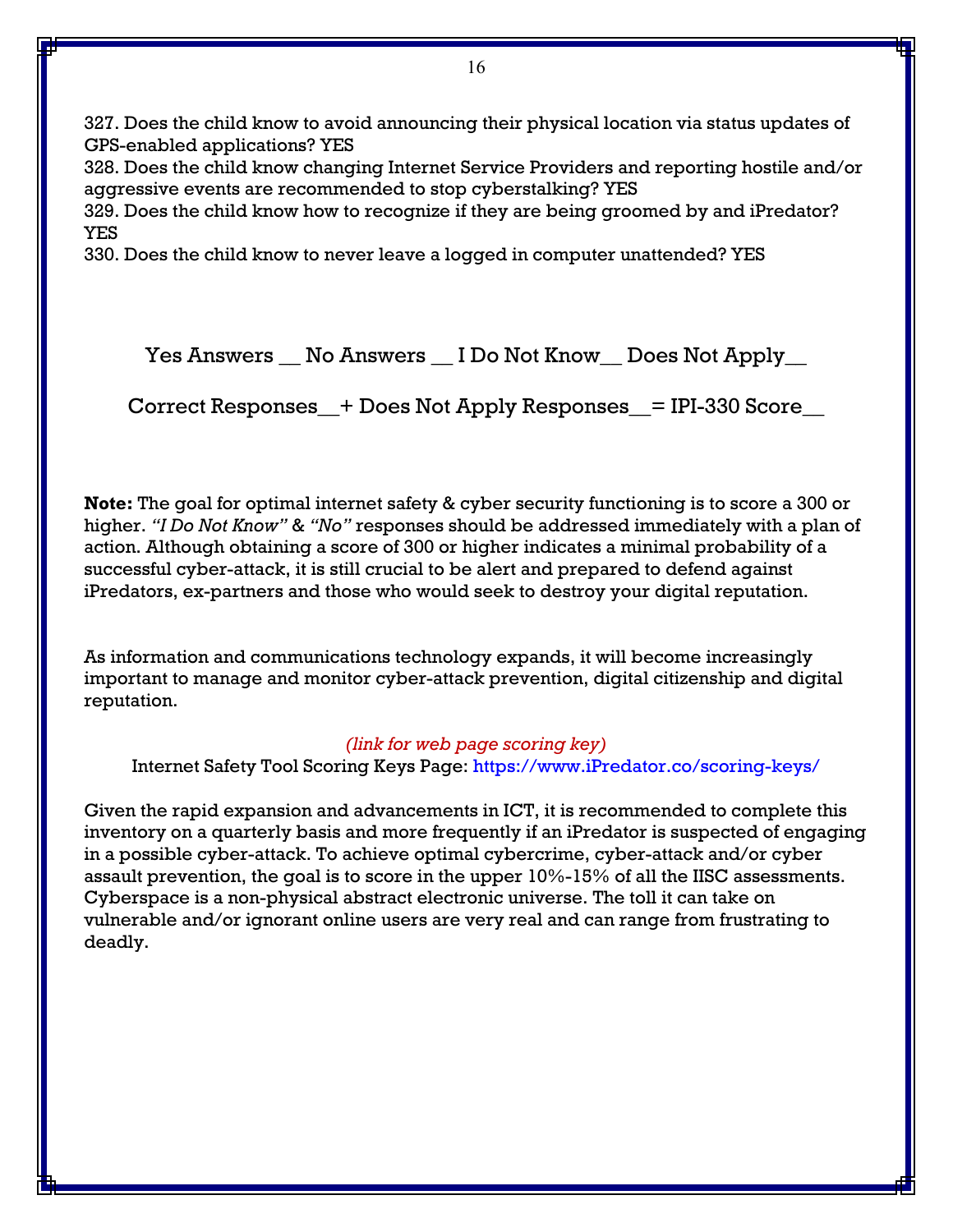327. Does the child know to avoid announcing their physical location via status updates of GPS-enabled applications? YES
328. Does the child know changing Internet Service Providers and reporting hostile and/or aggressive events are recommended to stop cyberstalking? YES
329. Does the child know how to recognize if they are being groomed by and iPredator? YES
330. Does the child know to never leave a logged in computer unattended? YES

Yes Answers __ No Answers __ I Do Not Know__ Does Not Apply__

Correct Responses__+ Does Not Apply Responses__= IPI-330 Score__

**Note:** The goal for optimal internet safety & cyber security functioning is to score a 300 or higher. *"I Do Not Know"* & *"No"* responses should be addressed immediately with a plan of action. Although obtaining a score of 300 or higher indicates a minimal probability of a successful cyber-attack, it is still crucial to be alert and prepared to defend against iPredators, ex-partners and those who would seek to destroy your digital reputation.

As information and communications technology expands, it will become increasingly important to manage and monitor cyber-attack prevention, digital citizenship and digital reputation.

*(link for web page scoring key)*
Internet Safety Tool Scoring Keys Page: https://www.iPredator.co/scoring-keys/

Given the rapid expansion and advancements in ICT, it is recommended to complete this inventory on a quarterly basis and more frequently if an iPredator is suspected of engaging in a possible cyber-attack. To achieve optimal cybercrime, cyber-attack and/or cyber assault prevention, the goal is to score in the upper 10%-15% of all the IISC assessments. Cyberspace is a non-physical abstract electronic universe. The toll it can take on vulnerable and/or ignorant online users are very real and can range from frustrating to deadly.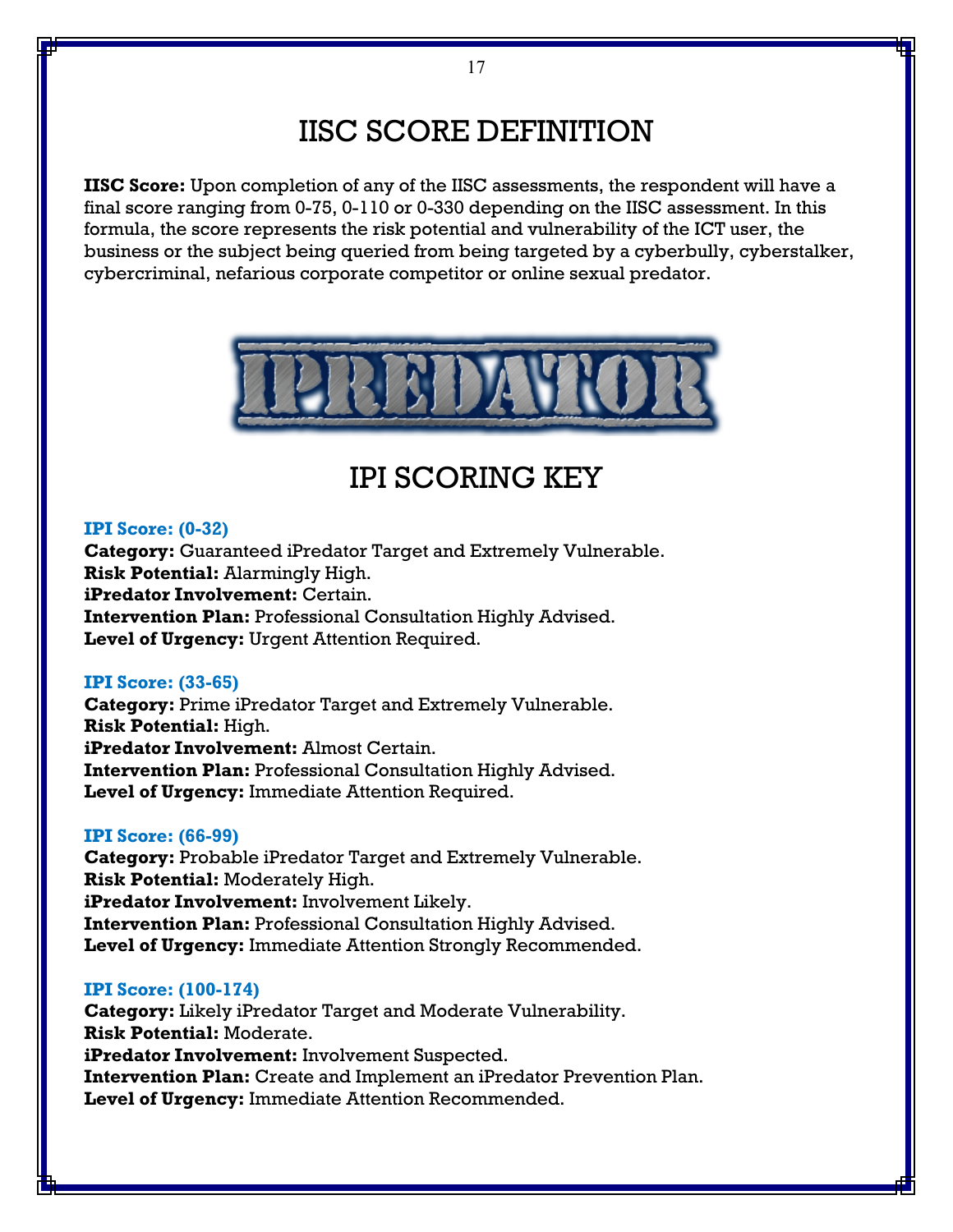# IISC SCORE DEFINITION

**IISC Score:** Upon completion of any of the IISC assessments, the respondent will have a final score ranging from 0-75, 0-110 or 0-330 depending on the IISC assessment. In this formula, the score represents the risk potential and vulnerability of the ICT user, the business or the subject being queried from being targeted by a cyberbully, cyberstalker, cybercriminal, nefarious corporate competitor or online sexual predator.

IPREDATOR

# IPI SCORING KEY

**IPI Score: (0-32)**
**Category:** Guaranteed iPredator Target and Extremely Vulnerable.
**Risk Potential:** Alarmingly High.
**iPredator Involvement:** Certain.
**Intervention Plan:** Professional Consultation Highly Advised.
**Level of Urgency:** Urgent Attention Required.

**IPI Score: (33-65)**
**Category:** Prime iPredator Target and Extremely Vulnerable.
**Risk Potential:** High.
**iPredator Involvement:** Almost Certain.
**Intervention Plan:** Professional Consultation Highly Advised.
**Level of Urgency:** Immediate Attention Required.

**IPI Score: (66-99)**
**Category:** Probable iPredator Target and Extremely Vulnerable.
**Risk Potential:** Moderately High.
**iPredator Involvement:** Involvement Likely.
**Intervention Plan:** Professional Consultation Highly Advised.
**Level of Urgency:** Immediate Attention Strongly Recommended.

**IPI Score: (100-174)**
**Category:** Likely iPredator Target and Moderate Vulnerability.
**Risk Potential:** Moderate.
**iPredator Involvement:** Involvement Suspected.
**Intervention Plan:** Create and Implement an iPredator Prevention Plan.
**Level of Urgency:** Immediate Attention Recommended.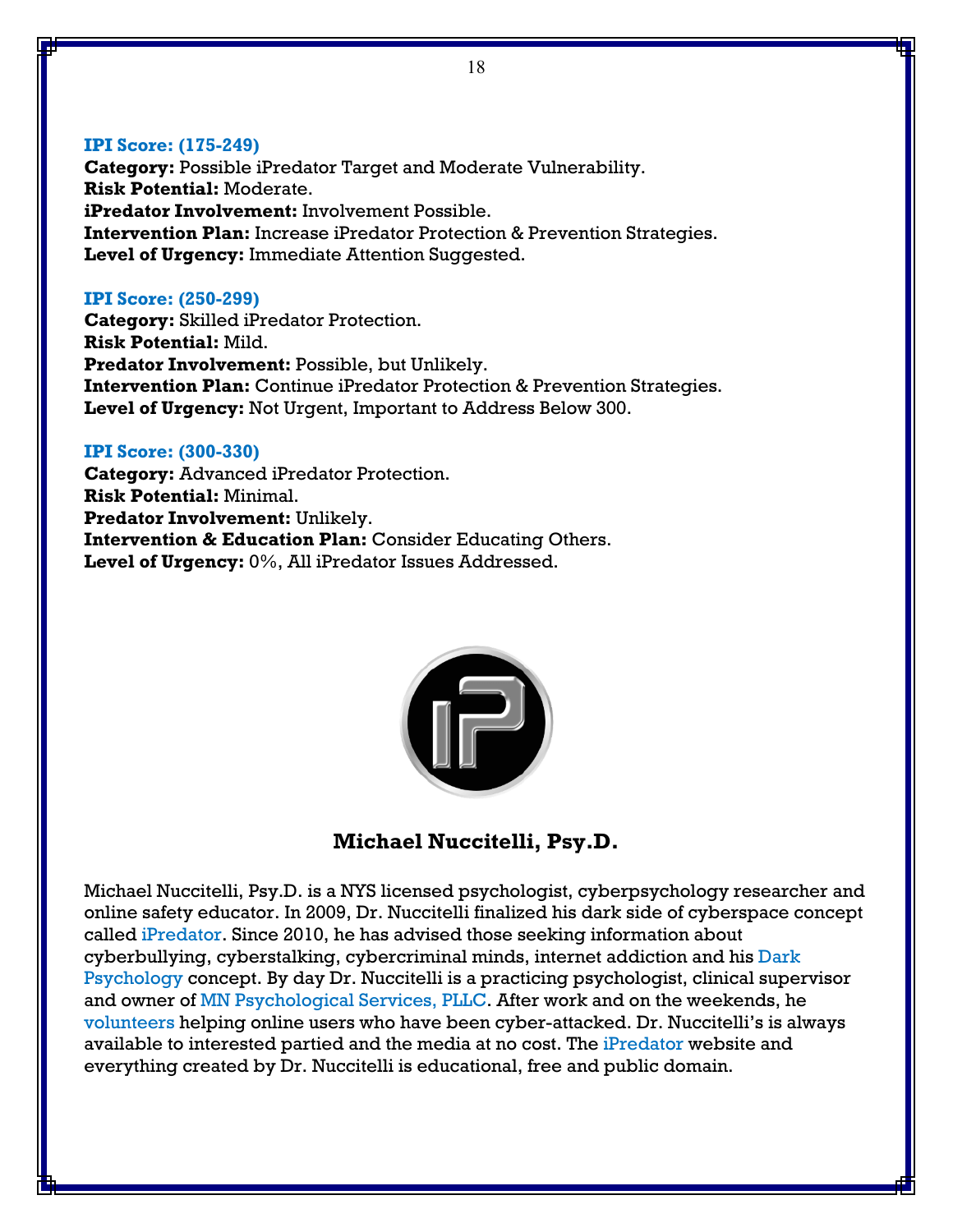**IPI Score: (175-249)**
**Category:** Possible iPredator Target and Moderate Vulnerability.
**Risk Potential:** Moderate.
**iPredator Involvement:** Involvement Possible.
**Intervention Plan:** Increase iPredator Protection & Prevention Strategies.
**Level of Urgency:** Immediate Attention Suggested.

**IPI Score: (250-299)**
**Category:** Skilled iPredator Protection.
**Risk Potential:** Mild.
**Predator Involvement:** Possible, but Unlikely.
**Intervention Plan:** Continue iPredator Protection & Prevention Strategies.
**Level of Urgency:** Not Urgent, Important to Address Below 300.

**IPI Score: (300-330)**
**Category:** Advanced iPredator Protection.
**Risk Potential:** Minimal.
**Predator Involvement:** Unlikely.
**Intervention & Education Plan:** Consider Educating Others.
**Level of Urgency:** 0%, All iPredator Issues Addressed.

## Michael Nuccitelli, Psy.D.

Michael Nuccitelli, Psy.D. is a NYS licensed psychologist, cyberpsychology researcher and online safety educator. In 2009, Dr. Nuccitelli finalized his dark side of cyberspace concept called iPredator. Since 2010, he has advised those seeking information about cyberbullying, cyberstalking, cybercriminal minds, internet addiction and his Dark Psychology concept. By day Dr. Nuccitelli is a practicing psychologist, clinical supervisor and owner of MN Psychological Services, PLLC. After work and on the weekends, he volunteers helping online users who have been cyber-attacked. Dr. Nuccitelli's is always available to interested partied and the media at no cost. The iPredator website and everything created by Dr. Nuccitelli is educational, free and public domain.